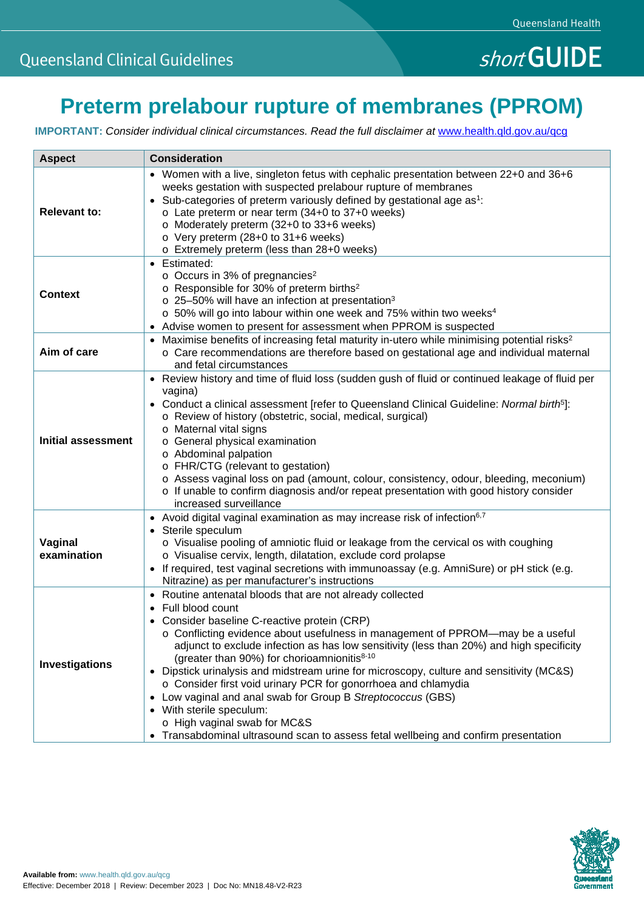Queensland Clinical Guidelines

*short* GUIDE

# Preterm prelabour rupture of membranes (PPROM)

**IMPORTANT:** *Consider individual clinical circumstances. Read the full disclaimer at* www.health.qld.gov.au/qcg

| Aspect | Consideration |
|---|---|
| **Relevant to:** | • Women with a live, singleton fetus with cephalic presentation between 22+0 and 36+6 weeks gestation with suspected prelabour rupture of membranes<br>• Sub-categories of preterm variously defined by gestational age as[1]:<br>  o Late preterm or near term (34+0 to 37+0 weeks)<br>  o Moderately preterm (32+0 to 33+6 weeks)<br>  o Very preterm (28+0 to 31+6 weeks)<br>  o Extremely preterm (less than 28+0 weeks) |
| **Context** | • Estimated:<br>  o Occurs in 3% of pregnancies[2]<br>  o Responsible for 30% of preterm births[2]<br>  o 25–50% will have an infection at presentation[3]<br>  o 50% will go into labour within one week and 75% within two weeks[4]<br>• Advise women to present for assessment when PPROM is suspected |
| **Aim of care** | • Maximise benefits of increasing fetal maturity in-utero while minimising potential risks[2]<br>  o Care recommendations are therefore based on gestational age and individual maternal and fetal circumstances |
| **Initial assessment** | • Review history and time of fluid loss (sudden gush of fluid or continued leakage of fluid per vagina)<br>• Conduct a clinical assessment [refer to Queensland Clinical Guideline: *Normal birth*[5]]:<br>  o Review of history (obstetric, social, medical, surgical)<br>  o Maternal vital signs<br>  o General physical examination<br>  o Abdominal palpation<br>  o FHR/CTG (relevant to gestation)<br>  o Assess vaginal loss on pad (amount, colour, consistency, odour, bleeding, meconium)<br>  o If unable to confirm diagnosis and/or repeat presentation with good history consider increased surveillance |
| **Vaginal examination** | • Avoid digital vaginal examination as may increase risk of infection[6,7]<br>• Sterile speculum<br>  o Visualise pooling of amniotic fluid or leakage from the cervical os with coughing<br>  o Visualise cervix, length, dilatation, exclude cord prolapse<br>• If required, test vaginal secretions with immunoassay (e.g. AmniSure) or pH stick (e.g. Nitrazine) as per manufacturer's instructions |
| **Investigations** | • Routine antenatal bloods that are not already collected<br>• Full blood count<br>• Consider baseline C-reactive protein (CRP)<br>  o Conflicting evidence about usefulness in management of PPROM—may be a useful adjunct to exclude infection as has low sensitivity (less than 20%) and high specificity (greater than 90%) for chorioamnionitis[8-10]<br>• Dipstick urinalysis and midstream urine for microscopy, culture and sensitivity (MC&S)<br>  o Consider first void urinary PCR for gonorrhoea and chlamydia<br>• Low vaginal and anal swab for Group B *Streptococcus* (GBS)<br>• With sterile speculum:<br>  o High vaginal swab for MC&S<br>• Transabdominal ultrasound scan to assess fetal wellbeing and confirm presentation |

**Available from:** www.health.qld.gov.au/qcg
Effective: December 2018 | Review: December 2023 | Doc No: MN18.48-V2-R23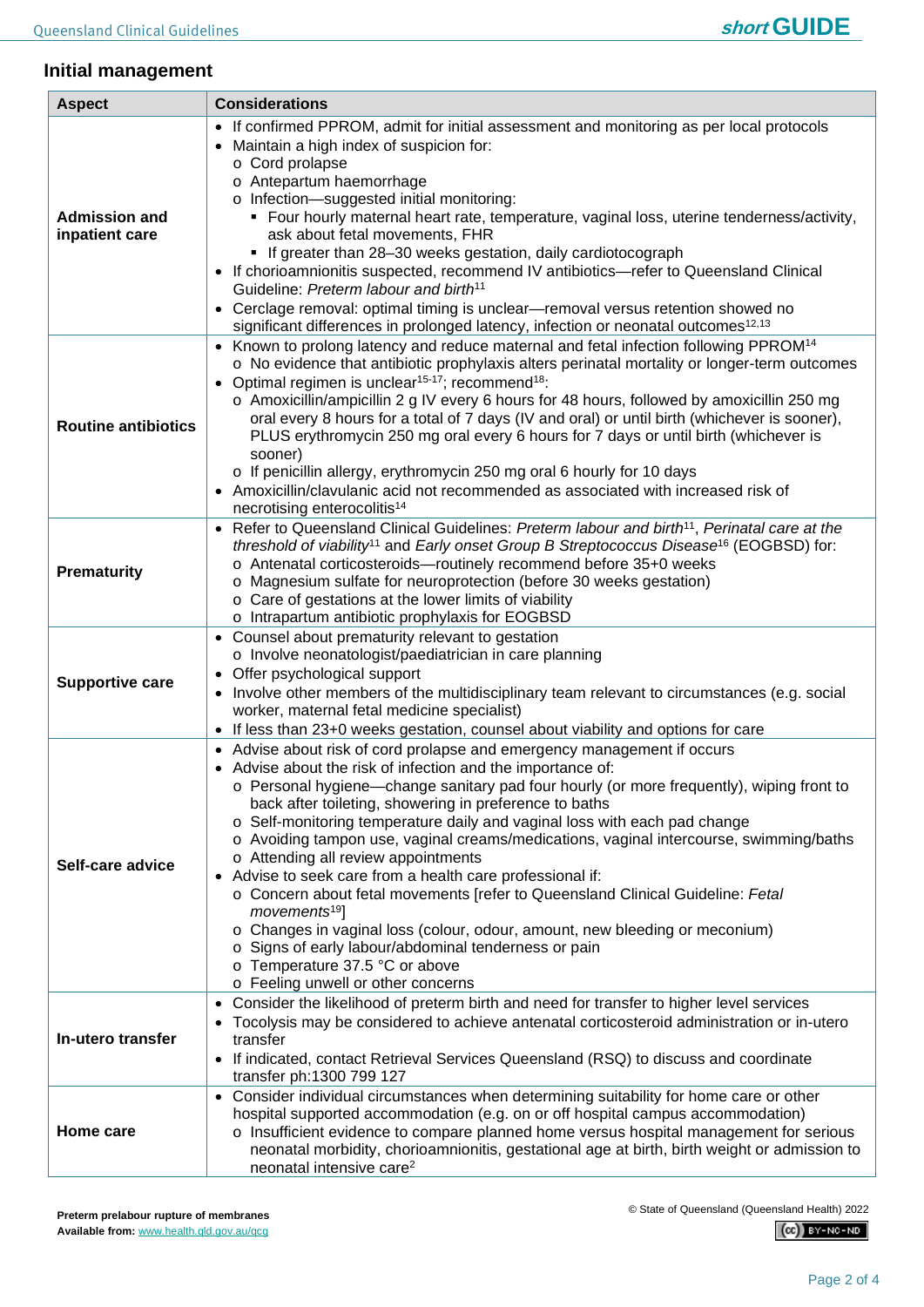## Initial management

| Aspect | Considerations |
|---|---|
| **Admission and inpatient care** | • If confirmed PPROM, admit for initial assessment and monitoring as per local protocols<br>• Maintain a high index of suspicion for:<br>  o Cord prolapse<br>  o Antepartum haemorrhage<br>  o Infection—suggested initial monitoring:<br>    ▪ Four hourly maternal heart rate, temperature, vaginal loss, uterine tenderness/activity, ask about fetal movements, FHR<br>    ▪ If greater than 28–30 weeks gestation, daily cardiotocograph<br>• If chorioamnionitis suspected, recommend IV antibiotics—refer to Queensland Clinical Guideline: *Preterm labour and birth*[11]<br>• Cerclage removal: optimal timing is unclear—removal versus retention showed no significant differences in prolonged latency, infection or neonatal outcomes[12,13] |
| **Routine antibiotics** | • Known to prolong latency and reduce maternal and fetal infection following PPROM[14]<br>  o No evidence that antibiotic prophylaxis alters perinatal mortality or longer-term outcomes<br>• Optimal regimen is unclear[15-17]; recommend[18]:<br>  o Amoxicillin/ampicillin 2 g IV every 6 hours for 48 hours, followed by amoxicillin 250 mg oral every 8 hours for a total of 7 days (IV and oral) or until birth (whichever is sooner), PLUS erythromycin 250 mg oral every 6 hours for 7 days or until birth (whichever is sooner)<br>  o If penicillin allergy, erythromycin 250 mg oral 6 hourly for 10 days<br>• Amoxicillin/clavulanic acid not recommended as associated with increased risk of necrotising enterocolitis[14] |
| **Prematurity** | • Refer to Queensland Clinical Guidelines: *Preterm labour and birth*[11], *Perinatal care at the threshold of viability*[11] and *Early onset Group B Streptococcus Disease*[16] (EOGBSD) for:<br>  o Antenatal corticosteroids—routinely recommend before 35+0 weeks<br>  o Magnesium sulfate for neuroprotection (before 30 weeks gestation)<br>  o Care of gestations at the lower limits of viability<br>  o Intrapartum antibiotic prophylaxis for EOGBSD |
| **Supportive care** | • Counsel about prematurity relevant to gestation<br>  o Involve neonatologist/paediatrician in care planning<br>• Offer psychological support<br>• Involve other members of the multidisciplinary team relevant to circumstances (e.g. social worker, maternal fetal medicine specialist)<br>• If less than 23+0 weeks gestation, counsel about viability and options for care |
| **Self-care advice** | • Advise about risk of cord prolapse and emergency management if occurs<br>• Advise about the risk of infection and the importance of:<br>  o Personal hygiene—change sanitary pad four hourly (or more frequently), wiping front to back after toileting, showering in preference to baths<br>  o Self-monitoring temperature daily and vaginal loss with each pad change<br>  o Avoiding tampon use, vaginal creams/medications, vaginal intercourse, swimming/baths<br>  o Attending all review appointments<br>• Advise to seek care from a health care professional if:<br>  o Concern about fetal movements [refer to Queensland Clinical Guideline: *Fetal movements*[19]]<br>  o Changes in vaginal loss (colour, odour, amount, new bleeding or meconium)<br>  o Signs of early labour/abdominal tenderness or pain<br>  o Temperature 37.5 °C or above<br>  o Feeling unwell or other concerns |
| **In-utero transfer** | • Consider the likelihood of preterm birth and need for transfer to higher level services<br>• Tocolysis may be considered to achieve antenatal corticosteroid administration or in-utero transfer<br>• If indicated, contact Retrieval Services Queensland (RSQ) to discuss and coordinate transfer ph:1300 799 127 |
| **Home care** | • Consider individual circumstances when determining suitability for home care or other hospital supported accommodation (e.g. on or off hospital campus accommodation)<br>  o Insufficient evidence to compare planned home versus hospital management for serious neonatal morbidity, chorioamnionitis, gestational age at birth, birth weight or admission to neonatal intensive care[2] |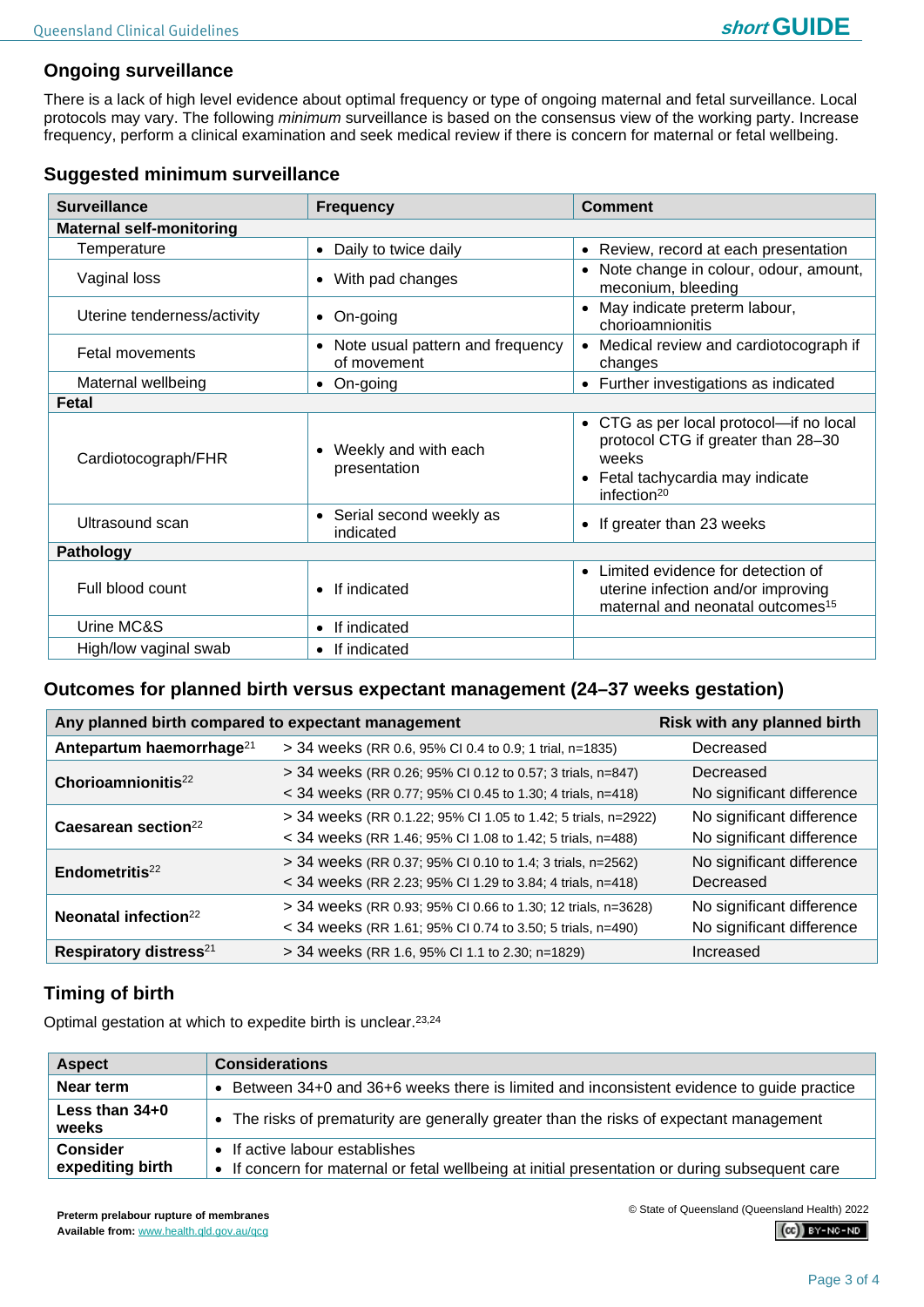## Ongoing surveillance

There is a lack of high level evidence about optimal frequency or type of ongoing maternal and fetal surveillance. Local protocols may vary. The following *minimum* surveillance is based on the consensus view of the working party. Increase frequency, perform a clinical examination and seek medical review if there is concern for maternal or fetal wellbeing.

### Suggested minimum surveillance

| Surveillance | Frequency | Comment |
|---|---|---|
| **Maternal self-monitoring** | | |
| Temperature | • Daily to twice daily | • Review, record at each presentation |
| Vaginal loss | • With pad changes | • Note change in colour, odour, amount, meconium, bleeding |
| Uterine tenderness/activity | • On-going | • May indicate preterm labour, chorioamnionitis |
| Fetal movements | • Note usual pattern and frequency of movement | • Medical review and cardiotocograph if changes |
| Maternal wellbeing | • On-going | • Further investigations as indicated |
| **Fetal** | | |
| Cardiotocograph/FHR | • Weekly and with each presentation | • CTG as per local protocol—if no local protocol CTG if greater than 28–30 weeks<br>• Fetal tachycardia may indicate infection[20] |
| Ultrasound scan | • Serial second weekly as indicated | • If greater than 23 weeks |
| **Pathology** | | |
| Full blood count | • If indicated | • Limited evidence for detection of uterine infection and/or improving maternal and neonatal outcomes[15] |
| Urine MC&S | • If indicated | |
| High/low vaginal swab | • If indicated | |

### Outcomes for planned birth versus expectant management (24–37 weeks gestation)

| Any planned birth compared to expectant management | | Risk with any planned birth |
|---|---|---|
| **Antepartum haemorrhage**[21] | > 34 weeks (RR 0.6, 95% CI 0.4 to 0.9; 1 trial, n=1835) | Decreased |
| **Chorioamnionitis**[22] | > 34 weeks (RR 0.26; 95% CI 0.12 to 0.57; 3 trials, n=847) | Decreased |
| | < 34 weeks (RR 0.77; 95% CI 0.45 to 1.30; 4 trials, n=418) | No significant difference |
| **Caesarean section**[22] | > 34 weeks (RR 0.1.22; 95% CI 1.05 to 1.42; 5 trials, n=2922) | No significant difference |
| | < 34 weeks (RR 1.46; 95% CI 1.08 to 1.42; 5 trials, n=488) | No significant difference |
| **Endometritis**[22] | > 34 weeks (RR 0.37; 95% CI 0.10 to 1.4; 3 trials, n=2562) | No significant difference |
| | < 34 weeks (RR 2.23; 95% CI 1.29 to 3.84; 4 trials, n=418) | Decreased |
| **Neonatal infection**[22] | > 34 weeks (RR 0.93; 95% CI 0.66 to 1.30; 12 trials, n=3628) | No significant difference |
| | < 34 weeks (RR 1.61; 95% CI 0.74 to 3.50; 5 trials, n=490) | No significant difference |
| **Respiratory distress**[21] | > 34 weeks (RR 1.6, 95% CI 1.1 to 2.30; n=1829) | Increased |

## Timing of birth

Optimal gestation at which to expedite birth is unclear.[23,24]

| Aspect | Considerations |
|---|---|
| **Near term** | • Between 34+0 and 36+6 weeks there is limited and inconsistent evidence to guide practice |
| **Less than 34+0 weeks** | • The risks of prematurity are generally greater than the risks of expectant management |
| **Consider expediting birth** | • If active labour establishes<br>• If concern for maternal or fetal wellbeing at initial presentation or during subsequent care |

**Preterm prelabour rupture of membranes**
**Available from:** www.health.qld.gov.au/qcg

© State of Queensland (Queensland Health) 2022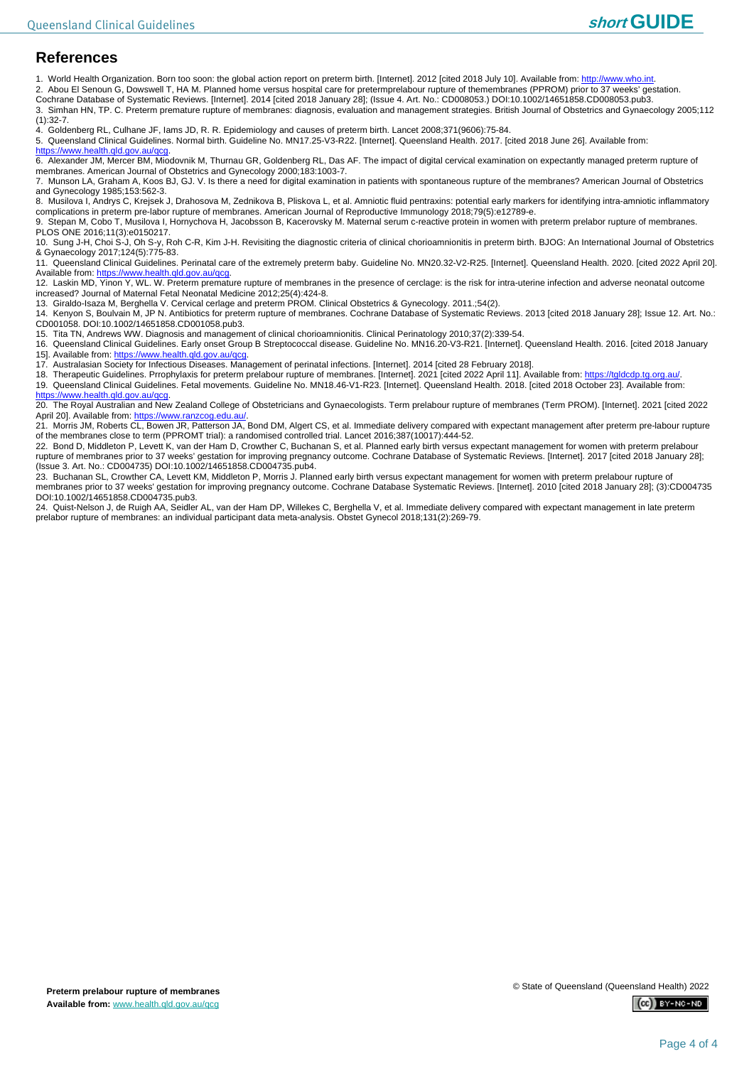## References

1. World Health Organization. Born too soon: the global action report on preterm birth. [Internet]. 2012 [cited 2018 July 10]. Available from: http://www.who.int.
2. Abou El Senoun G, Dowswell T, HA M. Planned home versus hospital care for pretermprelabour rupture of themembranes (PPROM) prior to 37 weeks' gestation. Cochrane Database of Systematic Reviews. [Internet]. 2014 [cited 2018 January 28]; (Issue 4. Art. No.: CD008053.) DOI:10.1002/14651858.CD008053.pub3.
3. Simhan HN, TP. C. Preterm premature rupture of membranes: diagnosis, evaluation and management strategies. British Journal of Obstetrics and Gynaecology 2005;112 (1):32-7.
4. Goldenberg RL, Culhane JF, Iams JD, R. R. Epidemiology and causes of preterm birth. Lancet 2008;371(9606):75-84.
5. Queensland Clinical Guidelines. Normal birth. Guideline No. MN17.25-V3-R22. [Internet]. Queensland Health. 2017. [cited 2018 June 26]. Available from: https://www.health.qld.gov.au/qcg.
6. Alexander JM, Mercer BM, Miodovnik M, Thurnau GR, Goldenberg RL, Das AF. The impact of digital cervical examination on expectantly managed preterm rupture of membranes. American Journal of Obstetrics and Gynecology 2000;183:1003-7.
7. Munson LA, Graham A, Koos BJ, GJ. V. Is there a need for digital examination in patients with spontaneous rupture of the membranes? American Journal of Obstetrics and Gynecology 1985;153:562-3.
8. Musilova I, Andrys C, Krejsek J, Drahosova M, Zednikova B, Pliskova L, et al. Amniotic fluid pentraxins: potential early markers for identifying intra-amniotic inflammatory complications in preterm pre-labor rupture of membranes. American Journal of Reproductive Immunology 2018;79(5):e12789-e.
9. Stepan M, Cobo T, Musilova I, Hornychova H, Jacobsson B, Kacerovsky M. Maternal serum c-reactive protein in women with preterm prelabor rupture of membranes. PLOS ONE 2016;11(3):e0150217.
10. Sung J-H, Choi S-J, Oh S-y, Roh C-R, Kim J-H. Revisiting the diagnostic criteria of clinical chorioamnionitis in preterm birth. BJOG: An International Journal of Obstetrics & Gynaecology 2017;124(5):775-83.
11. Queensland Clinical Guidelines. Perinatal care of the extremely preterm baby. Guideline No. MN20.32-V2-R25. [Internet]. Queensland Health. 2020. [cited 2022 April 20]. Available from: https://www.health.qld.gov.au/qcg.
12. Laskin MD, Yinon Y, WL. W. Preterm premature rupture of membranes in the presence of cerclage: is the risk for intra-uterine infection and adverse neonatal outcome increased? Journal of Maternal Fetal Neonatal Medicine 2012;25(4):424-8.
13. Giraldo-Isaza M, Berghella V. Cervical cerlage and preterm PROM. Clinical Obstetrics & Gynecology. 2011.;54(2).
14. Kenyon S, Boulvain M, JP N. Antibiotics for preterm rupture of membranes. Cochrane Database of Systematic Reviews. 2013 [cited 2018 January 28]; Issue 12. Art. No.: CD001058. DOI:10.1002/14651858.CD001058.pub3.
15. Tita TN, Andrews WW. Diagnosis and management of clinical chorioamnionitis. Clinical Perinatology 2010;37(2):339-54.
16. Queensland Clinical Guidelines. Early onset Group B Streptococcal disease. Guideline No. MN16.20-V3-R21. [Internet]. Queensland Health. 2016. [cited 2018 January 15]. Available from: https://www.health.qld.gov.au/qcg.
17. Australasian Society for Infectious Diseases. Management of perinatal infections. [Internet]. 2014 [cited 28 February 2018].
18. Therapeutic Guidelines. Prrophylaxis for preterm prelabour rupture of membranes. [Internet]. 2021 [cited 2022 April 11]. Available from: https://tgldcdp.tg.org.au/.
19. Queensland Clinical Guidelines. Fetal movements. Guideline No. MN18.46-V1-R23. [Internet]. Queensland Health. 2018. [cited 2018 October 23]. Available from: https://www.health.qld.gov.au/qcg.
20. The Royal Australian and New Zealand College of Obstetricians and Gynaecologists. Term prelabour rupture of membranes (Term PROM). [Internet]. 2021 [cited 2022 April 20]. Available from: https://www.ranzcog.edu.au/.
21. Morris JM, Roberts CL, Bowen JR, Patterson JA, Bond DM, Algert CS, et al. Immediate delivery compared with expectant management after preterm pre-labour rupture of the membranes close to term (PPROMT trial): a randomised controlled trial. Lancet 2016;387(10017):444-52.
22. Bond D, Middleton P, Levett K, van der Ham D, Crowther C, Buchanan S, et al. Planned early birth versus expectant management for women with preterm prelabour rupture of membranes prior to 37 weeks' gestation for improving pregnancy outcome. Cochrane Database of Systematic Reviews. [Internet]. 2017 [cited 2018 January 28]; (Issue 3. Art. No.: CD004735) DOI:10.1002/14651858.CD004735.pub4.
23. Buchanan SL, Crowther CA, Levett KM, Middleton P, Morris J. Planned early birth versus expectant management for women with preterm prelabour rupture of membranes prior to 37 weeks' gestation for improving pregnancy outcome. Cochrane Database Systematic Reviews. [Internet]. 2010 [cited 2018 January 28]; (3):CD004735 DOI:10.1002/14651858.CD004735.pub3.
24. Quist-Nelson J, de Ruigh AA, Seidler AL, van der Ham DP, Willekes C, Berghella V, et al. Immediate delivery compared with expectant management in late preterm prelabor rupture of membranes: an individual participant data meta-analysis. Obstet Gynecol 2018;131(2):269-79.

**Preterm prelabour rupture of membranes**
**Available from:** www.health.qld.gov.au/qcg

© State of Queensland (Queensland Health) 2022